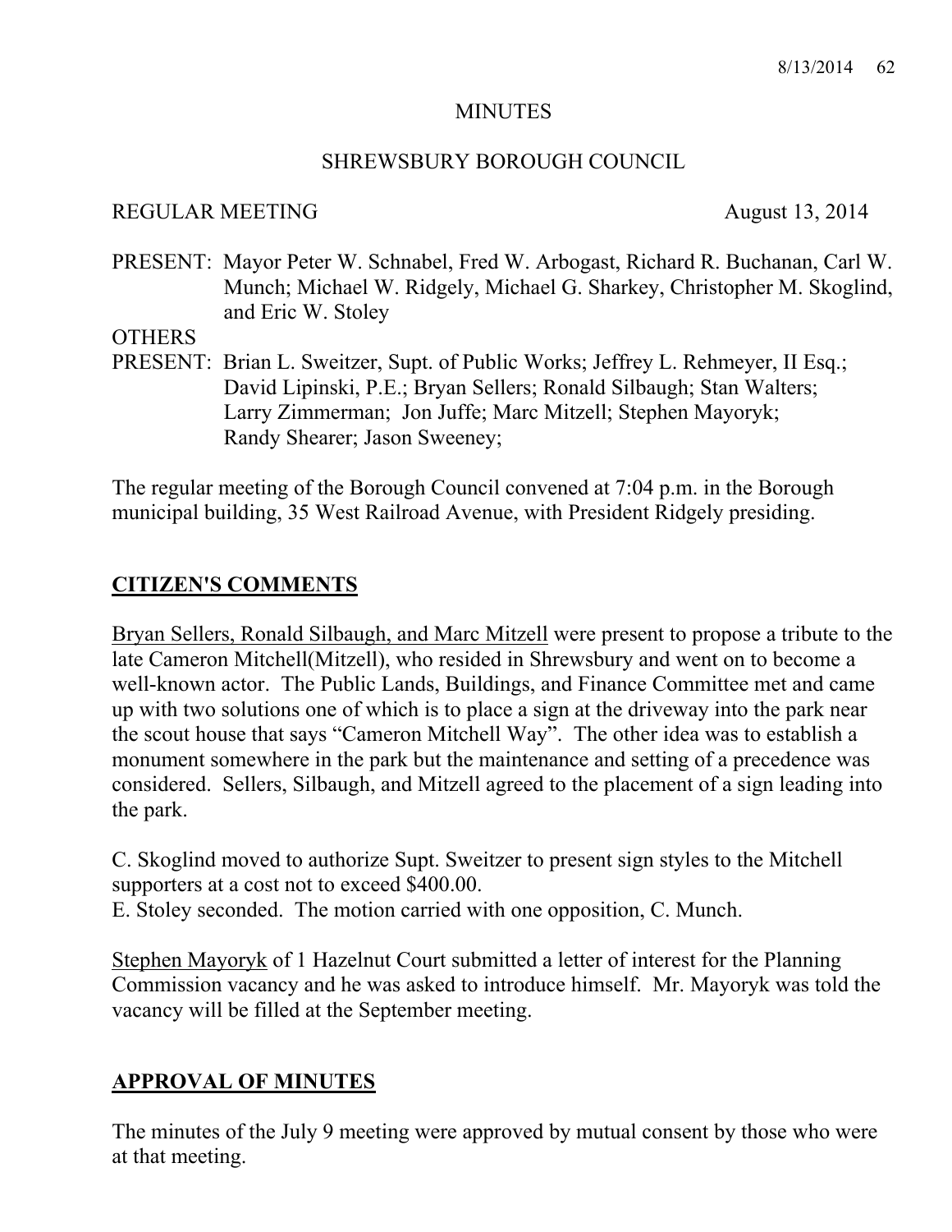MINUTES

SHREWSBURY BOROUGH COUNCIL

REGULAR MEETING August 13, 2014

PRESENT: Mayor Peter W. Schnabel, Fred W. Arbogast, Richard R. Buchanan, Carl W. Munch; Michael W. Ridgely, Michael G. Sharkey, Christopher M. Skoglind, and Eric W. Stoley

OTHERS PRESENT: Brian L. Sweitzer, Supt. of Public Works; Jeffrey L. Rehmeyer, II Esq.; David Lipinski, P.E.; Bryan Sellers; Ronald Silbaugh; Stan Walters; Larry Zimmerman; Jon Juffe; Marc Mitzell; Stephen Mayoryk; Randy Shearer; Jason Sweeney;

The regular meeting of the Borough Council convened at 7:04 p.m. in the Borough municipal building, 35 West Railroad Avenue, with President Ridgely presiding.

## CITIZEN'S COMMENTS

Bryan Sellers, Ronald Silbaugh, and Marc Mitzell were present to propose a tribute to the late Cameron Mitchell(Mitzell), who resided in Shrewsbury and went on to become a well-known actor. The Public Lands, Buildings, and Finance Committee met and came up with two solutions one of which is to place a sign at the driveway into the park near the scout house that says "Cameron Mitchell Way". The other idea was to establish a monument somewhere in the park but the maintenance and setting of a precedence was considered. Sellers, Silbaugh, and Mitzell agreed to the placement of a sign leading into the park.

C. Skoglind moved to authorize Supt. Sweitzer to present sign styles to the Mitchell supporters at a cost not to exceed $400.00.
E. Stoley seconded. The motion carried with one opposition, C. Munch.

Stephen Mayoryk of 1 Hazelnut Court submitted a letter of interest for the Planning Commission vacancy and he was asked to introduce himself. Mr. Mayoryk was told the vacancy will be filled at the September meeting.

## APPROVAL OF MINUTES

The minutes of the July 9 meeting were approved by mutual consent by those who were at that meeting.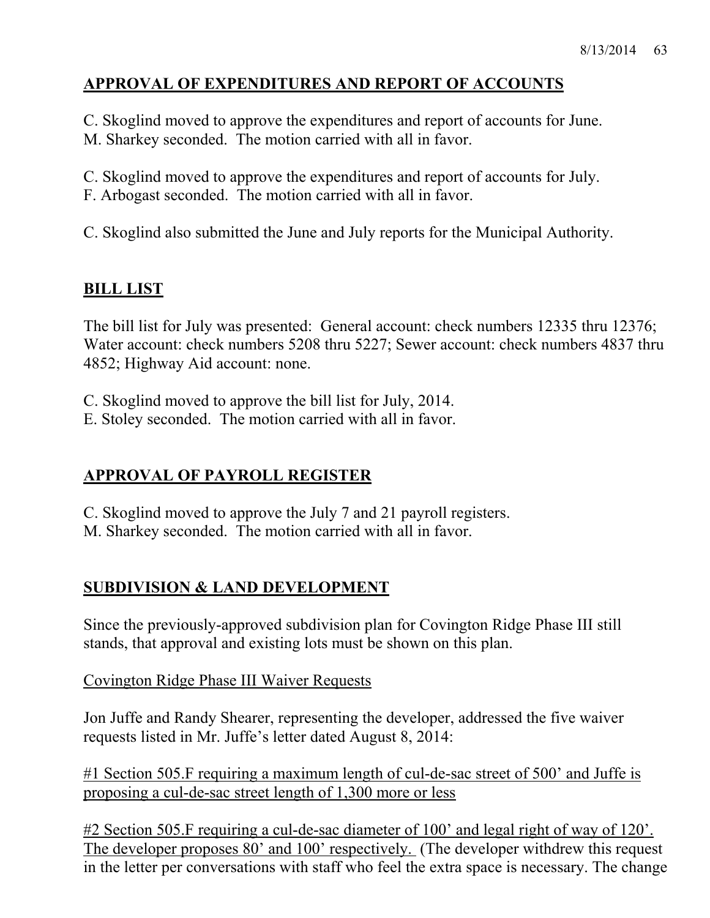## APPROVAL OF EXPENDITURES AND REPORT OF ACCOUNTS

C. Skoglind moved to approve the expenditures and report of accounts for June.
M. Sharkey seconded. The motion carried with all in favor.

C. Skoglind moved to approve the expenditures and report of accounts for July.
F. Arbogast seconded. The motion carried with all in favor.

C. Skoglind also submitted the June and July reports for the Municipal Authority.

## BILL LIST

The bill list for July was presented: General account: check numbers 12335 thru 12376; Water account: check numbers 5208 thru 5227; Sewer account: check numbers 4837 thru 4852; Highway Aid account: none.

C. Skoglind moved to approve the bill list for July, 2014.
E. Stoley seconded. The motion carried with all in favor.

## APPROVAL OF PAYROLL REGISTER

C. Skoglind moved to approve the July 7 and 21 payroll registers.
M. Sharkey seconded. The motion carried with all in favor.

## SUBDIVISION & LAND DEVELOPMENT

Since the previously-approved subdivision plan for Covington Ridge Phase III still stands, that approval and existing lots must be shown on this plan.

Covington Ridge Phase III Waiver Requests

Jon Juffe and Randy Shearer, representing the developer, addressed the five waiver requests listed in Mr. Juffe's letter dated August 8, 2014:

#1 Section 505.F requiring a maximum length of cul-de-sac street of 500' and Juffe is proposing a cul-de-sac street length of 1,300 more or less

#2 Section 505.F requiring a cul-de-sac diameter of 100' and legal right of way of 120'. The developer proposes 80' and 100' respectively. (The developer withdrew this request in the letter per conversations with staff who feel the extra space is necessary. The change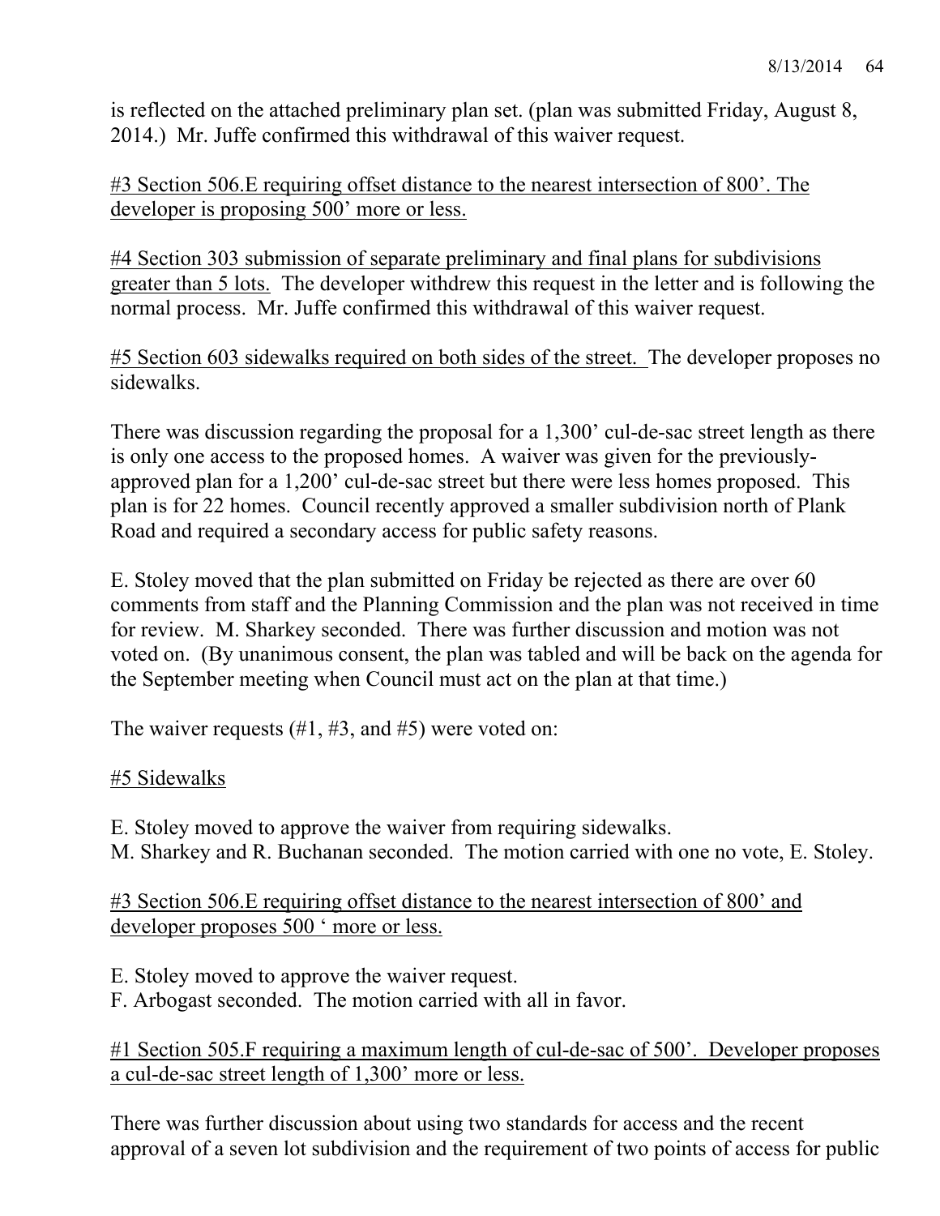is reflected on the attached preliminary plan set. (plan was submitted Friday, August 8, 2014.) Mr. Juffe confirmed this withdrawal of this waiver request.

<u>#3 Section 506.E requiring offset distance to the nearest intersection of 800’. The developer is proposing 500’ more or less.</u>

<u>#4 Section 303 submission of separate preliminary and final plans for subdivisions greater than 5 lots.</u> The developer withdrew this request in the letter and is following the normal process. Mr. Juffe confirmed this withdrawal of this waiver request.

<u>#5 Section 603 sidewalks required on both sides of the street.</u> The developer proposes no sidewalks.

There was discussion regarding the proposal for a 1,300’ cul-de-sac street length as there is only one access to the proposed homes. A waiver was given for the previously-approved plan for a 1,200’ cul-de-sac street but there were less homes proposed. This plan is for 22 homes. Council recently approved a smaller subdivision north of Plank Road and required a secondary access for public safety reasons.

E. Stoley moved that the plan submitted on Friday be rejected as there are over 60 comments from staff and the Planning Commission and the plan was not received in time for review. M. Sharkey seconded. There was further discussion and motion was not voted on. (By unanimous consent, the plan was tabled and will be back on the agenda for the September meeting when Council must act on the plan at that time.)

The waiver requests (#1, #3, and #5) were voted on:

<u>#5 Sidewalks</u>

E. Stoley moved to approve the waiver from requiring sidewalks.
M. Sharkey and R. Buchanan seconded. The motion carried with one no vote, E. Stoley.

<u>#3 Section 506.E requiring offset distance to the nearest intersection of 800’ and developer proposes 500 ‘ more or less.</u>

E. Stoley moved to approve the waiver request.
F. Arbogast seconded. The motion carried with all in favor.

<u>#1 Section 505.F requiring a maximum length of cul-de-sac of 500’. Developer proposes a cul-de-sac street length of 1,300’ more or less.</u>

There was further discussion about using two standards for access and the recent approval of a seven lot subdivision and the requirement of two points of access for public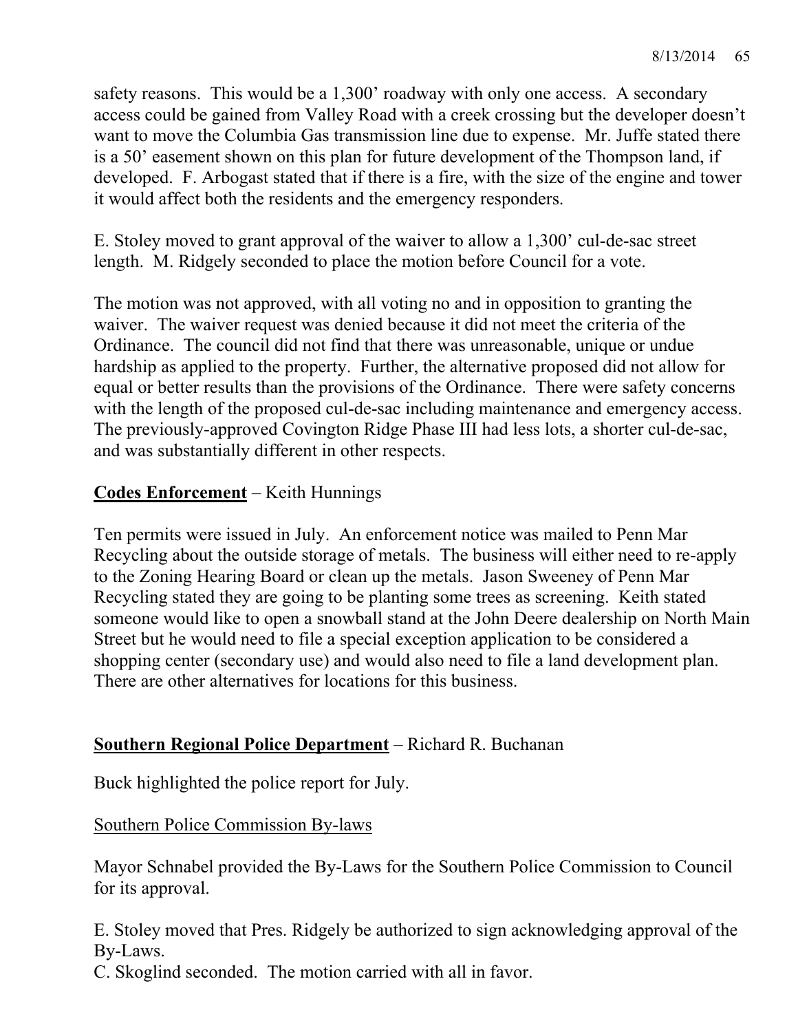safety reasons. This would be a 1,300' roadway with only one access. A secondary access could be gained from Valley Road with a creek crossing but the developer doesn't want to move the Columbia Gas transmission line due to expense. Mr. Juffe stated there is a 50' easement shown on this plan for future development of the Thompson land, if developed. F. Arbogast stated that if there is a fire, with the size of the engine and tower it would affect both the residents and the emergency responders.

E. Stoley moved to grant approval of the waiver to allow a 1,300' cul-de-sac street length. M. Ridgely seconded to place the motion before Council for a vote.

The motion was not approved, with all voting no and in opposition to granting the waiver. The waiver request was denied because it did not meet the criteria of the Ordinance. The council did not find that there was unreasonable, unique or undue hardship as applied to the property. Further, the alternative proposed did not allow for equal or better results than the provisions of the Ordinance. There were safety concerns with the length of the proposed cul-de-sac including maintenance and emergency access. The previously-approved Covington Ridge Phase III had less lots, a shorter cul-de-sac, and was substantially different in other respects.

**Codes Enforcement** – Keith Hunnings

Ten permits were issued in July. An enforcement notice was mailed to Penn Mar Recycling about the outside storage of metals. The business will either need to re-apply to the Zoning Hearing Board or clean up the metals. Jason Sweeney of Penn Mar Recycling stated they are going to be planting some trees as screening. Keith stated someone would like to open a snowball stand at the John Deere dealership on North Main Street but he would need to file a special exception application to be considered a shopping center (secondary use) and would also need to file a land development plan. There are other alternatives for locations for this business.

**Southern Regional Police Department** – Richard R. Buchanan

Buck highlighted the police report for July.

Southern Police Commission By-laws

Mayor Schnabel provided the By-Laws for the Southern Police Commission to Council for its approval.

E. Stoley moved that Pres. Ridgely be authorized to sign acknowledging approval of the By-Laws.
C. Skoglind seconded. The motion carried with all in favor.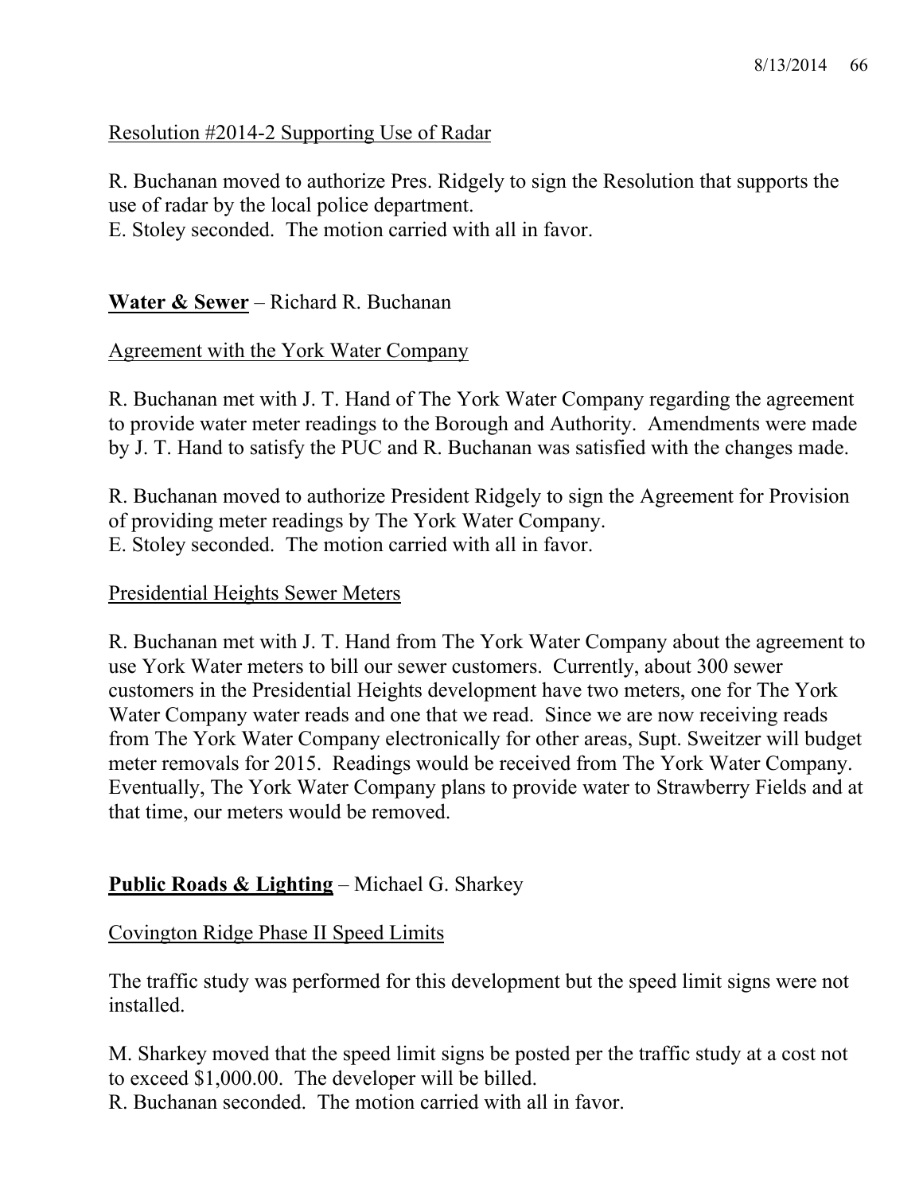Resolution #2014-2 Supporting Use of Radar

R. Buchanan moved to authorize Pres. Ridgely to sign the Resolution that supports the use of radar by the local police department.
E. Stoley seconded. The motion carried with all in favor.

**Water & Sewer** – Richard R. Buchanan

Agreement with the York Water Company

R. Buchanan met with J. T. Hand of The York Water Company regarding the agreement to provide water meter readings to the Borough and Authority. Amendments were made by J. T. Hand to satisfy the PUC and R. Buchanan was satisfied with the changes made.

R. Buchanan moved to authorize President Ridgely to sign the Agreement for Provision of providing meter readings by The York Water Company.
E. Stoley seconded. The motion carried with all in favor.

Presidential Heights Sewer Meters

R. Buchanan met with J. T. Hand from The York Water Company about the agreement to use York Water meters to bill our sewer customers. Currently, about 300 sewer customers in the Presidential Heights development have two meters, one for The York Water Company water reads and one that we read. Since we are now receiving reads from The York Water Company electronically for other areas, Supt. Sweitzer will budget meter removals for 2015. Readings would be received from The York Water Company. Eventually, The York Water Company plans to provide water to Strawberry Fields and at that time, our meters would be removed.

**Public Roads & Lighting** – Michael G. Sharkey

Covington Ridge Phase II Speed Limits

The traffic study was performed for this development but the speed limit signs were not installed.

M. Sharkey moved that the speed limit signs be posted per the traffic study at a cost not to exceed $1,000.00. The developer will be billed.
R. Buchanan seconded. The motion carried with all in favor.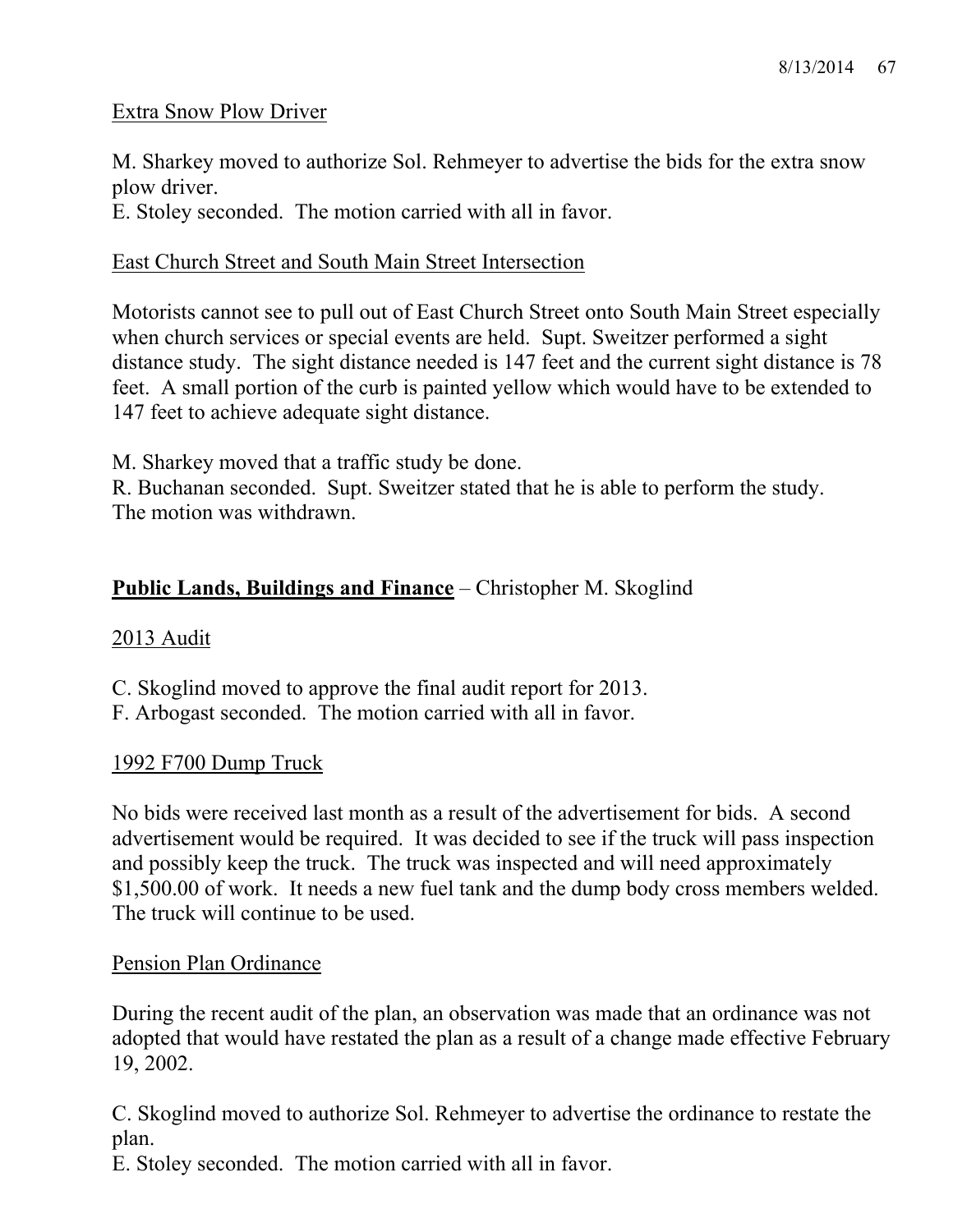Extra Snow Plow Driver

M. Sharkey moved to authorize Sol. Rehmeyer to advertise the bids for the extra snow plow driver.
E. Stoley seconded. The motion carried with all in favor.

East Church Street and South Main Street Intersection

Motorists cannot see to pull out of East Church Street onto South Main Street especially when church services or special events are held. Supt. Sweitzer performed a sight distance study. The sight distance needed is 147 feet and the current sight distance is 78 feet. A small portion of the curb is painted yellow which would have to be extended to 147 feet to achieve adequate sight distance.

M. Sharkey moved that a traffic study be done.
R. Buchanan seconded. Supt. Sweitzer stated that he is able to perform the study.
The motion was withdrawn.

**Public Lands, Buildings and Finance** – Christopher M. Skoglind

2013 Audit

C. Skoglind moved to approve the final audit report for 2013.
F. Arbogast seconded. The motion carried with all in favor.

1992 F700 Dump Truck

No bids were received last month as a result of the advertisement for bids. A second advertisement would be required. It was decided to see if the truck will pass inspection and possibly keep the truck. The truck was inspected and will need approximately $1,500.00 of work. It needs a new fuel tank and the dump body cross members welded. The truck will continue to be used.

Pension Plan Ordinance

During the recent audit of the plan, an observation was made that an ordinance was not adopted that would have restated the plan as a result of a change made effective February 19, 2002.

C. Skoglind moved to authorize Sol. Rehmeyer to advertise the ordinance to restate the plan.
E. Stoley seconded. The motion carried with all in favor.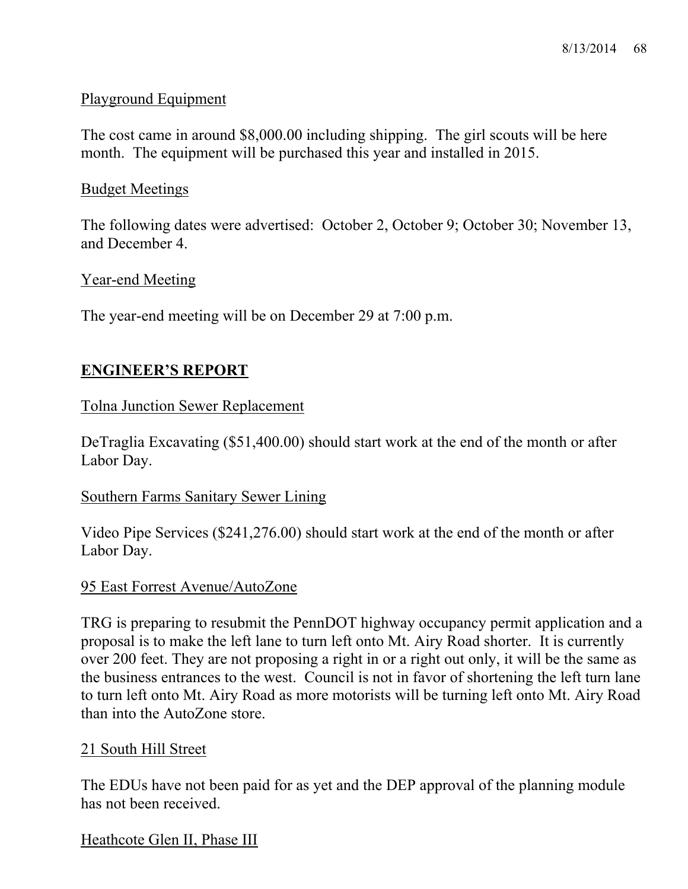Playground Equipment

The cost came in around $8,000.00 including shipping. The girl scouts will be here month. The equipment will be purchased this year and installed in 2015.

Budget Meetings

The following dates were advertised: October 2, October 9; October 30; November 13, and December 4.

Year-end Meeting

The year-end meeting will be on December 29 at 7:00 p.m.

## ENGINEER'S REPORT

Tolna Junction Sewer Replacement

DeTraglia Excavating ($51,400.00) should start work at the end of the month or after Labor Day.

Southern Farms Sanitary Sewer Lining

Video Pipe Services ($241,276.00) should start work at the end of the month or after Labor Day.

95 East Forrest Avenue/AutoZone

TRG is preparing to resubmit the PennDOT highway occupancy permit application and a proposal is to make the left lane to turn left onto Mt. Airy Road shorter. It is currently over 200 feet. They are not proposing a right in or a right out only, it will be the same as the business entrances to the west. Council is not in favor of shortening the left turn lane to turn left onto Mt. Airy Road as more motorists will be turning left onto Mt. Airy Road than into the AutoZone store.

21 South Hill Street

The EDUs have not been paid for as yet and the DEP approval of the planning module has not been received.

Heathcote Glen II, Phase III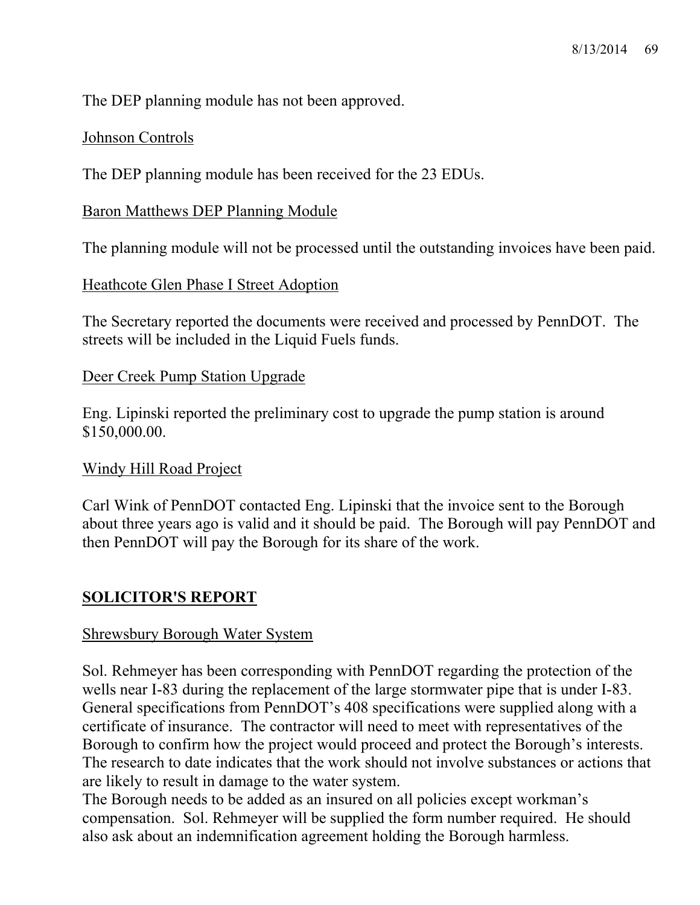The DEP planning module has not been approved.

Johnson Controls

The DEP planning module has been received for the 23 EDUs.

Baron Matthews DEP Planning Module

The planning module will not be processed until the outstanding invoices have been paid.

Heathcote Glen Phase I Street Adoption

The Secretary reported the documents were received and processed by PennDOT. The streets will be included in the Liquid Fuels funds.

Deer Creek Pump Station Upgrade

Eng. Lipinski reported the preliminary cost to upgrade the pump station is around $150,000.00.

Windy Hill Road Project

Carl Wink of PennDOT contacted Eng. Lipinski that the invoice sent to the Borough about three years ago is valid and it should be paid. The Borough will pay PennDOT and then PennDOT will pay the Borough for its share of the work.

## **SOLICITOR'S REPORT**

Shrewsbury Borough Water System

Sol. Rehmeyer has been corresponding with PennDOT regarding the protection of the wells near I-83 during the replacement of the large stormwater pipe that is under I-83. General specifications from PennDOT's 408 specifications were supplied along with a certificate of insurance. The contractor will need to meet with representatives of the Borough to confirm how the project would proceed and protect the Borough's interests. The research to date indicates that the work should not involve substances or actions that are likely to result in damage to the water system.

The Borough needs to be added as an insured on all policies except workman's compensation. Sol. Rehmeyer will be supplied the form number required. He should also ask about an indemnification agreement holding the Borough harmless.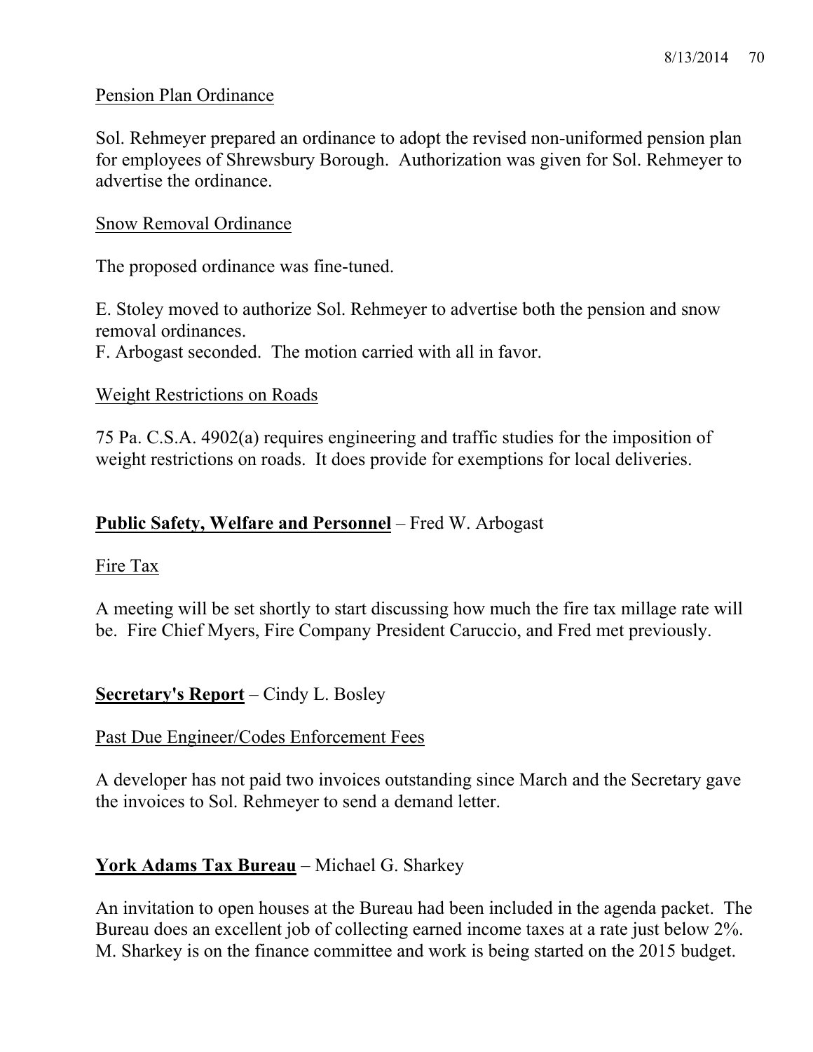Pension Plan Ordinance

Sol. Rehmeyer prepared an ordinance to adopt the revised non-uniformed pension plan for employees of Shrewsbury Borough. Authorization was given for Sol. Rehmeyer to advertise the ordinance.

Snow Removal Ordinance

The proposed ordinance was fine-tuned.

E. Stoley moved to authorize Sol. Rehmeyer to advertise both the pension and snow removal ordinances.
F. Arbogast seconded. The motion carried with all in favor.

Weight Restrictions on Roads

75 Pa. C.S.A. 4902(a) requires engineering and traffic studies for the imposition of weight restrictions on roads. It does provide for exemptions for local deliveries.

**Public Safety, Welfare and Personnel** – Fred W. Arbogast

Fire Tax

A meeting will be set shortly to start discussing how much the fire tax millage rate will be. Fire Chief Myers, Fire Company President Caruccio, and Fred met previously.

**Secretary's Report** – Cindy L. Bosley

Past Due Engineer/Codes Enforcement Fees

A developer has not paid two invoices outstanding since March and the Secretary gave the invoices to Sol. Rehmeyer to send a demand letter.

**York Adams Tax Bureau** – Michael G. Sharkey

An invitation to open houses at the Bureau had been included in the agenda packet. The Bureau does an excellent job of collecting earned income taxes at a rate just below 2%. M. Sharkey is on the finance committee and work is being started on the 2015 budget.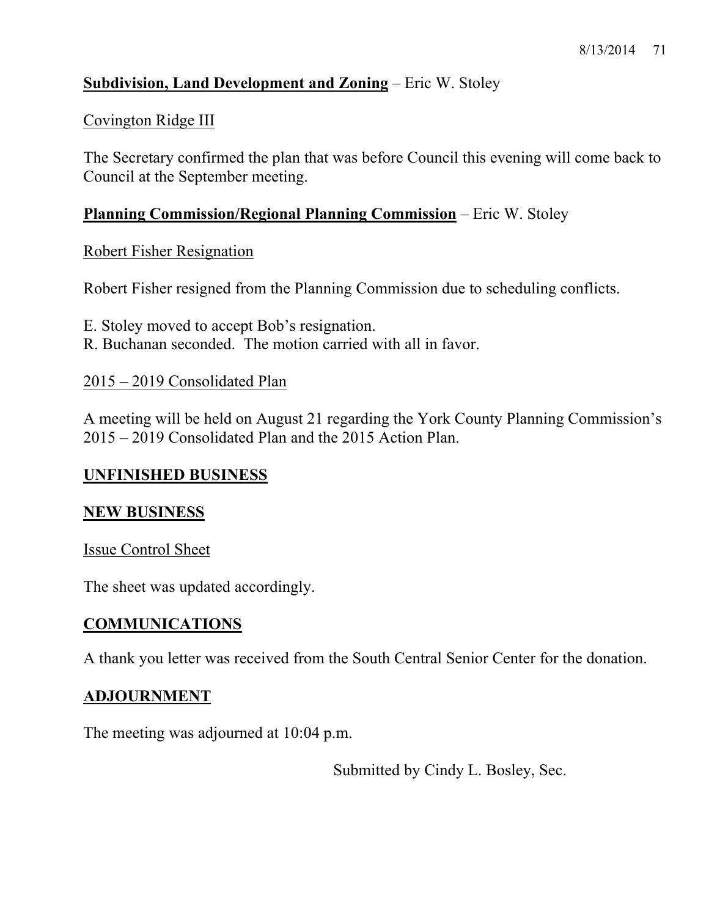**<u>Subdivision, Land Development and Zoning</u>** – Eric W. Stoley

<u>Covington Ridge III</u>

The Secretary confirmed the plan that was before Council this evening will come back to Council at the September meeting.

**<u>Planning Commission/Regional Planning Commission</u>** – Eric W. Stoley

<u>Robert Fisher Resignation</u>

Robert Fisher resigned from the Planning Commission due to scheduling conflicts.

E. Stoley moved to accept Bob's resignation.
R. Buchanan seconded. The motion carried with all in favor.

<u>2015 – 2019 Consolidated Plan</u>

A meeting will be held on August 21 regarding the York County Planning Commission's 2015 – 2019 Consolidated Plan and the 2015 Action Plan.

## UNFINISHED BUSINESS

## NEW BUSINESS

<u>Issue Control Sheet</u>

The sheet was updated accordingly.

## COMMUNICATIONS

A thank you letter was received from the South Central Senior Center for the donation.

## ADJOURNMENT

The meeting was adjourned at 10:04 p.m.

Submitted by Cindy L. Bosley, Sec.